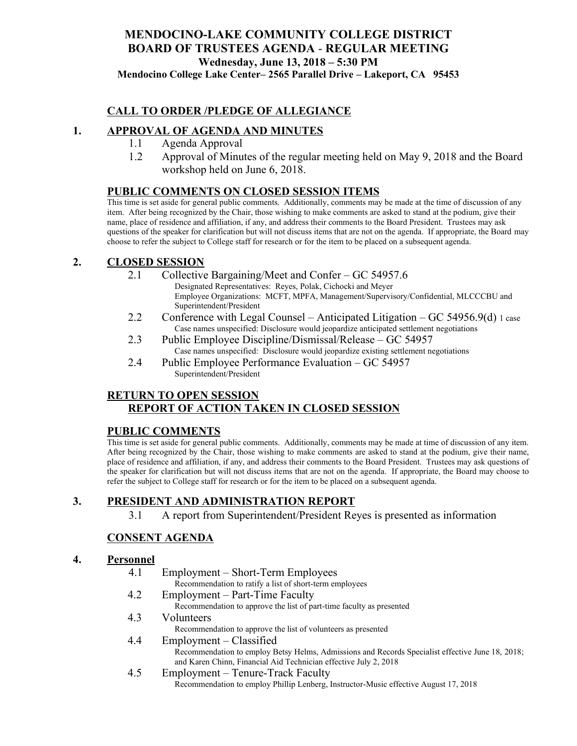# MENDOCINO-LAKE COMMUNITY COLLEGE DISTRICT
# BOARD OF TRUSTEES AGENDA - REGULAR MEETING

**Wednesday, June 13, 2018 – 5:30 PM**

**Mendocino College Lake Center– 2565 Parallel Drive – Lakeport, CA 95453**

## CALL TO ORDER /PLEDGE OF ALLEGIANCE

## 1. APPROVAL OF AGENDA AND MINUTES

- 1.1 Agenda Approval
- 1.2 Approval of Minutes of the regular meeting held on May 9, 2018 and the Board workshop held on June 6, 2018.

## PUBLIC COMMENTS ON CLOSED SESSION ITEMS

This time is set aside for general public comments. Additionally, comments may be made at the time of discussion of any item. After being recognized by the Chair, those wishing to make comments are asked to stand at the podium, give their name, place of residence and affiliation, if any, and address their comments to the Board President. Trustees may ask questions of the speaker for clarification but will not discuss items that are not on the agenda. If appropriate, the Board may choose to refer the subject to College staff for research or for the item to be placed on a subsequent agenda.

## 2. CLOSED SESSION

- 2.1 Collective Bargaining/Meet and Confer – GC 54957.6
  Designated Representatives: Reyes, Polak, Cichocki and Meyer
  Employee Organizations: MCFT, MPFA, Management/Supervisory/Confidential, MLCCCBU and Superintendent/President
- 2.2 Conference with Legal Counsel – Anticipated Litigation – GC 54956.9(d) 1 case
  Case names unspecified: Disclosure would jeopardize anticipated settlement negotiations
- 2.3 Public Employee Discipline/Dismissal/Release – GC 54957
  Case names unspecified: Disclosure would jeopardize existing settlement negotiations
- 2.4 Public Employee Performance Evaluation – GC 54957
  Superintendent/President

## RETURN TO OPEN SESSION
## REPORT OF ACTION TAKEN IN CLOSED SESSION

## PUBLIC COMMENTS

This time is set aside for general public comments. Additionally, comments may be made at time of discussion of any item. After being recognized by the Chair, those wishing to make comments are asked to stand at the podium, give their name, place of residence and affiliation, if any, and address their comments to the Board President. Trustees may ask questions of the speaker for clarification but will not discuss items that are not on the agenda. If appropriate, the Board may choose to refer the subject to College staff for research or for the item to be placed on a subsequent agenda.

## 3. PRESIDENT AND ADMINISTRATION REPORT

- 3.1 A report from Superintendent/President Reyes is presented as information

## CONSENT AGENDA

## 4. Personnel

- 4.1 Employment – Short-Term Employees
  Recommendation to ratify a list of short-term employees
- 4.2 Employment – Part-Time Faculty
  Recommendation to approve the list of part-time faculty as presented
- 4.3 Volunteers
  Recommendation to approve the list of volunteers as presented
- 4.4 Employment – Classified
  Recommendation to employ Betsy Helms, Admissions and Records Specialist effective June 18, 2018; and Karen Chinn, Financial Aid Technician effective July 2, 2018
- 4.5 Employment – Tenure-Track Faculty
  Recommendation to employ Phillip Lenberg, Instructor-Music effective August 17, 2018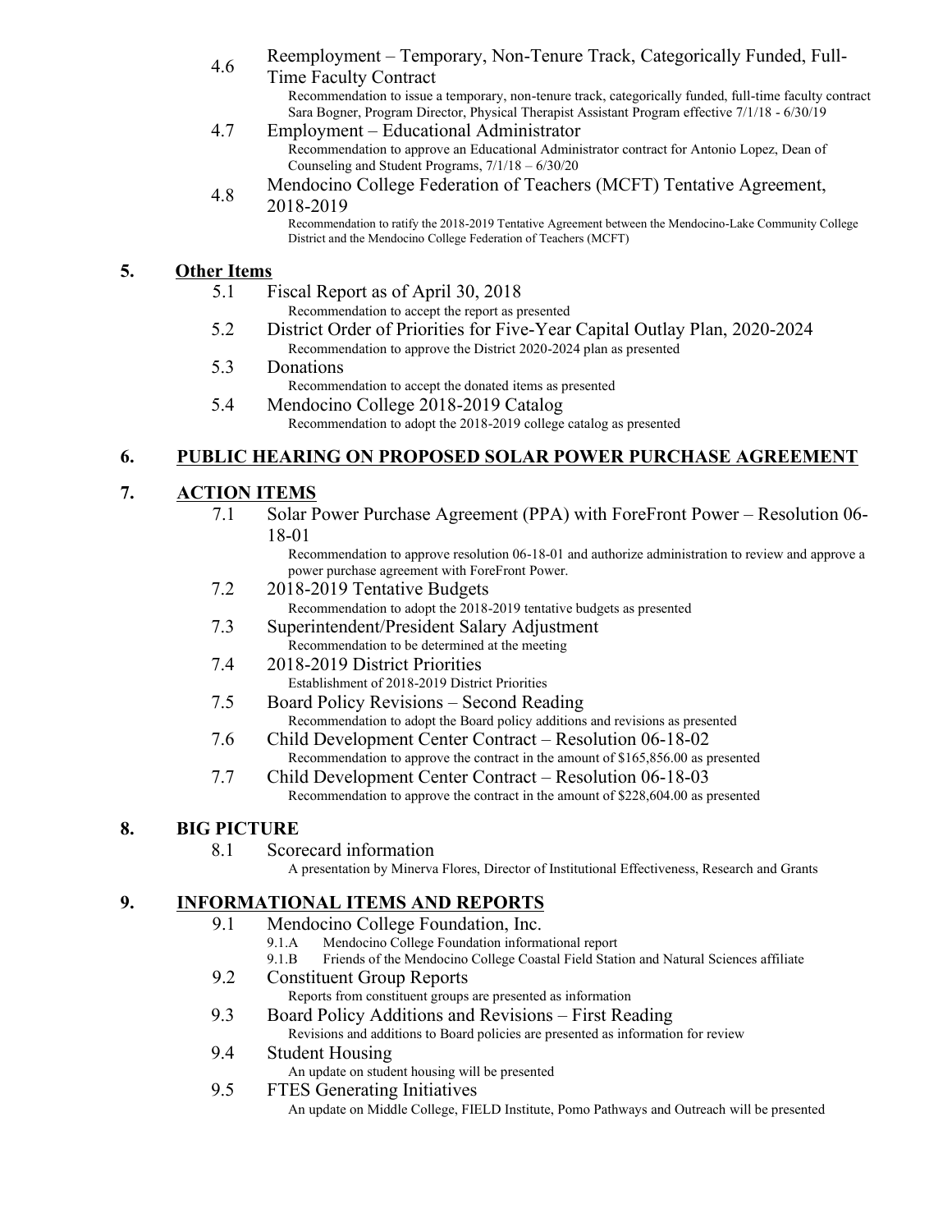4.6 Reemployment – Temporary, Non-Tenure Track, Categorically Funded, Full-Time Faculty Contract
  Recommendation to issue a temporary, non-tenure track, categorically funded, full-time faculty contract Sara Bogner, Program Director, Physical Therapist Assistant Program effective 7/1/18 - 6/30/19

4.7 Employment – Educational Administrator
  Recommendation to approve an Educational Administrator contract for Antonio Lopez, Dean of Counseling and Student Programs, 7/1/18 – 6/30/20

4.8 Mendocino College Federation of Teachers (MCFT) Tentative Agreement, 2018-2019
  Recommendation to ratify the 2018-2019 Tentative Agreement between the Mendocino-Lake Community College District and the Mendocino College Federation of Teachers (MCFT)

## 5. Other Items

5.1 Fiscal Report as of April 30, 2018
  Recommendation to accept the report as presented

5.2 District Order of Priorities for Five-Year Capital Outlay Plan, 2020-2024
  Recommendation to approve the District 2020-2024 plan as presented

5.3 Donations
  Recommendation to accept the donated items as presented

5.4 Mendocino College 2018-2019 Catalog
  Recommendation to adopt the 2018-2019 college catalog as presented

## 6. PUBLIC HEARING ON PROPOSED SOLAR POWER PURCHASE AGREEMENT

## 7. ACTION ITEMS

7.1 Solar Power Purchase Agreement (PPA) with ForeFront Power – Resolution 06-18-01
  Recommendation to approve resolution 06-18-01 and authorize administration to review and approve a power purchase agreement with ForeFront Power.

7.2 2018-2019 Tentative Budgets
  Recommendation to adopt the 2018-2019 tentative budgets as presented

7.3 Superintendent/President Salary Adjustment
  Recommendation to be determined at the meeting

7.4 2018-2019 District Priorities
  Establishment of 2018-2019 District Priorities

7.5 Board Policy Revisions – Second Reading
  Recommendation to adopt the Board policy additions and revisions as presented

7.6 Child Development Center Contract – Resolution 06-18-02
  Recommendation to approve the contract in the amount of $165,856.00 as presented

7.7 Child Development Center Contract – Resolution 06-18-03
  Recommendation to approve the contract in the amount of $228,604.00 as presented

## 8. BIG PICTURE

8.1 Scorecard information
  A presentation by Minerva Flores, Director of Institutional Effectiveness, Research and Grants

## 9. INFORMATIONAL ITEMS AND REPORTS

9.1 Mendocino College Foundation, Inc.
  - 9.1.A Mendocino College Foundation informational report
  - 9.1.B Friends of the Mendocino College Coastal Field Station and Natural Sciences affiliate

9.2 Constituent Group Reports
  Reports from constituent groups are presented as information

9.3 Board Policy Additions and Revisions – First Reading
  Revisions and additions to Board policies are presented as information for review

9.4 Student Housing
  An update on student housing will be presented

9.5 FTES Generating Initiatives
  An update on Middle College, FIELD Institute, Pomo Pathways and Outreach will be presented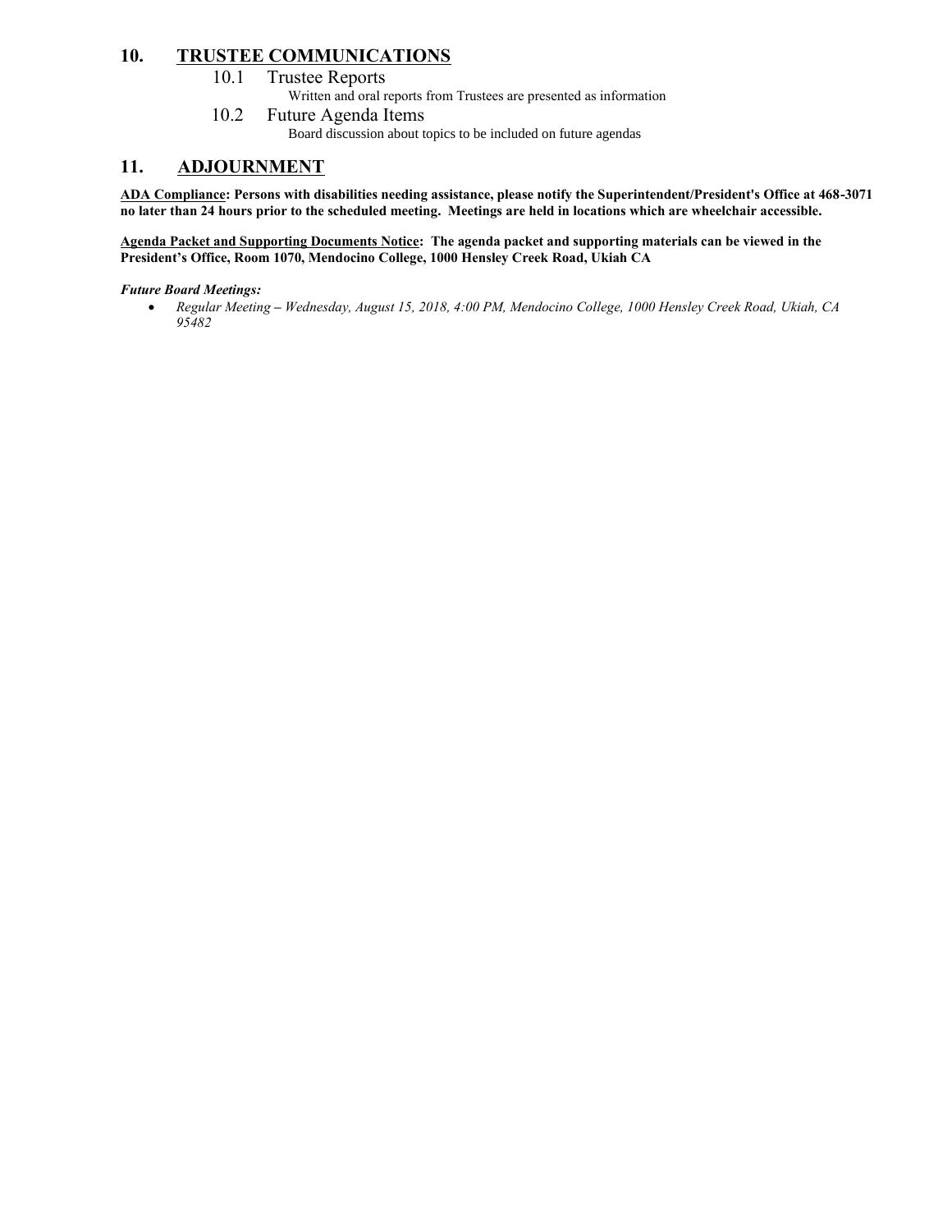## 10. TRUSTEE COMMUNICATIONS

10.1 Trustee Reports

Written and oral reports from Trustees are presented as information

10.2 Future Agenda Items

Board discussion about topics to be included on future agendas

## 11. ADJOURNMENT

**ADA Compliance: Persons with disabilities needing assistance, please notify the Superintendent/President's Office at 468-3071 no later than 24 hours prior to the scheduled meeting. Meetings are held in locations which are wheelchair accessible.**

**Agenda Packet and Supporting Documents Notice: The agenda packet and supporting materials can be viewed in the President's Office, Room 1070, Mendocino College, 1000 Hensley Creek Road, Ukiah CA**

***Future Board Meetings:***

- *Regular Meeting – Wednesday, August 15, 2018, 4:00 PM, Mendocino College, 1000 Hensley Creek Road, Ukiah, CA 95482*